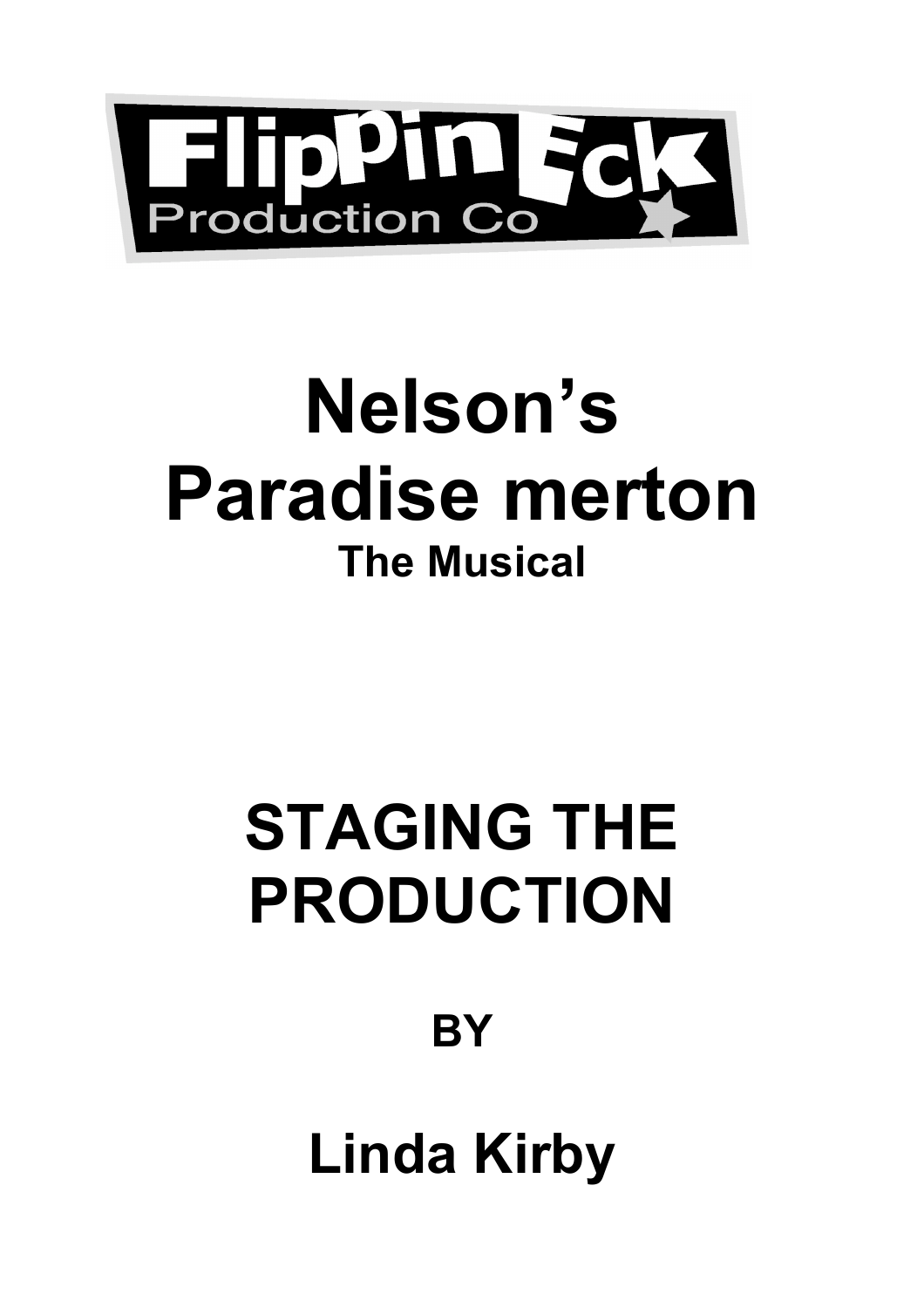FlippinEck Production Co

# Nelson's Paradise merton

## The Musical

# STAGING THE PRODUCTION

## BY

# Linda Kirby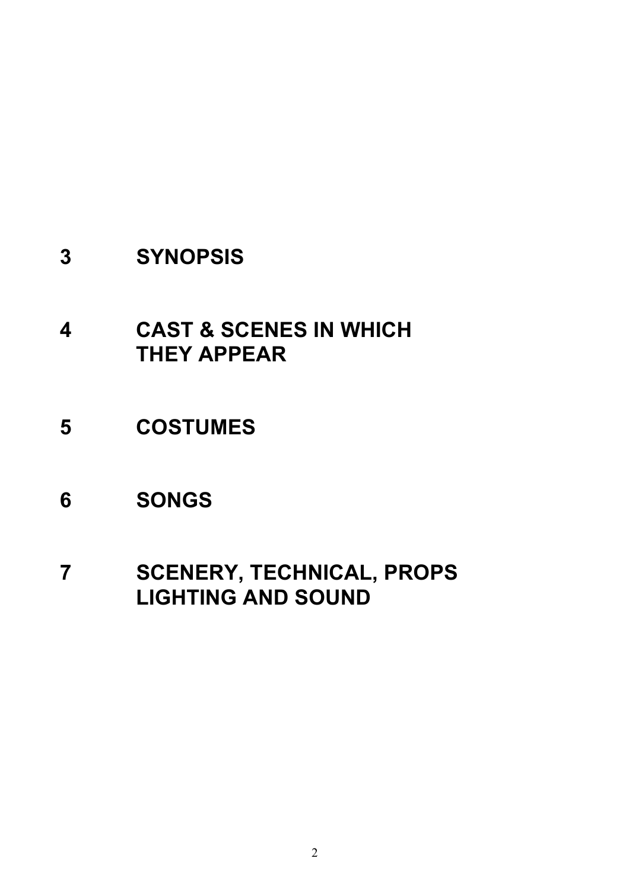**3 SYNOPSIS**

**4 CAST & SCENES IN WHICH THEY APPEAR**

**5 COSTUMES**

**6 SONGS**

**7 SCENERY, TECHNICAL, PROPS LIGHTING AND SOUND**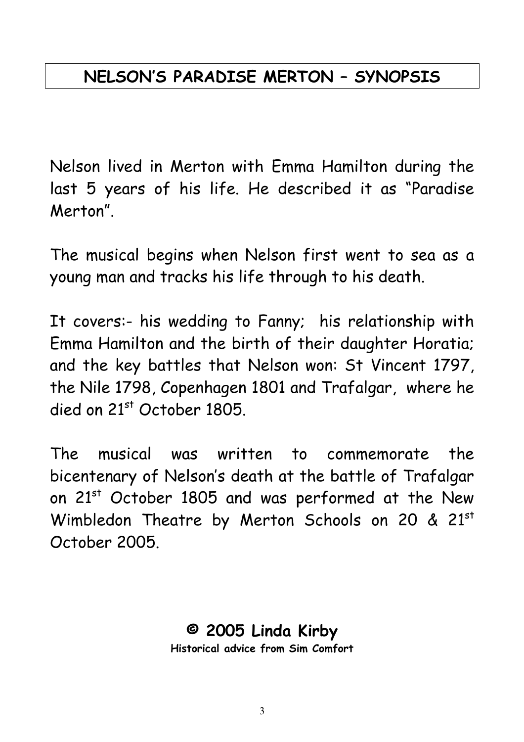# NELSON'S PARADISE MERTON – SYNOPSIS

Nelson lived in Merton with Emma Hamilton during the last 5 years of his life. He described it as "Paradise Merton".

The musical begins when Nelson first went to sea as a young man and tracks his life through to his death.

It covers:- his wedding to Fanny; his relationship with Emma Hamilton and the birth of their daughter Horatia; and the key battles that Nelson won: St Vincent 1797, the Nile 1798, Copenhagen 1801 and Trafalgar, where he died on 21st October 1805.

The musical was written to commemorate the bicentenary of Nelson's death at the battle of Trafalgar on 21st October 1805 and was performed at the New Wimbledon Theatre by Merton Schools on 20 & 21st October 2005.

**© 2005 Linda Kirby**

**Historical advice from Sim Comfort**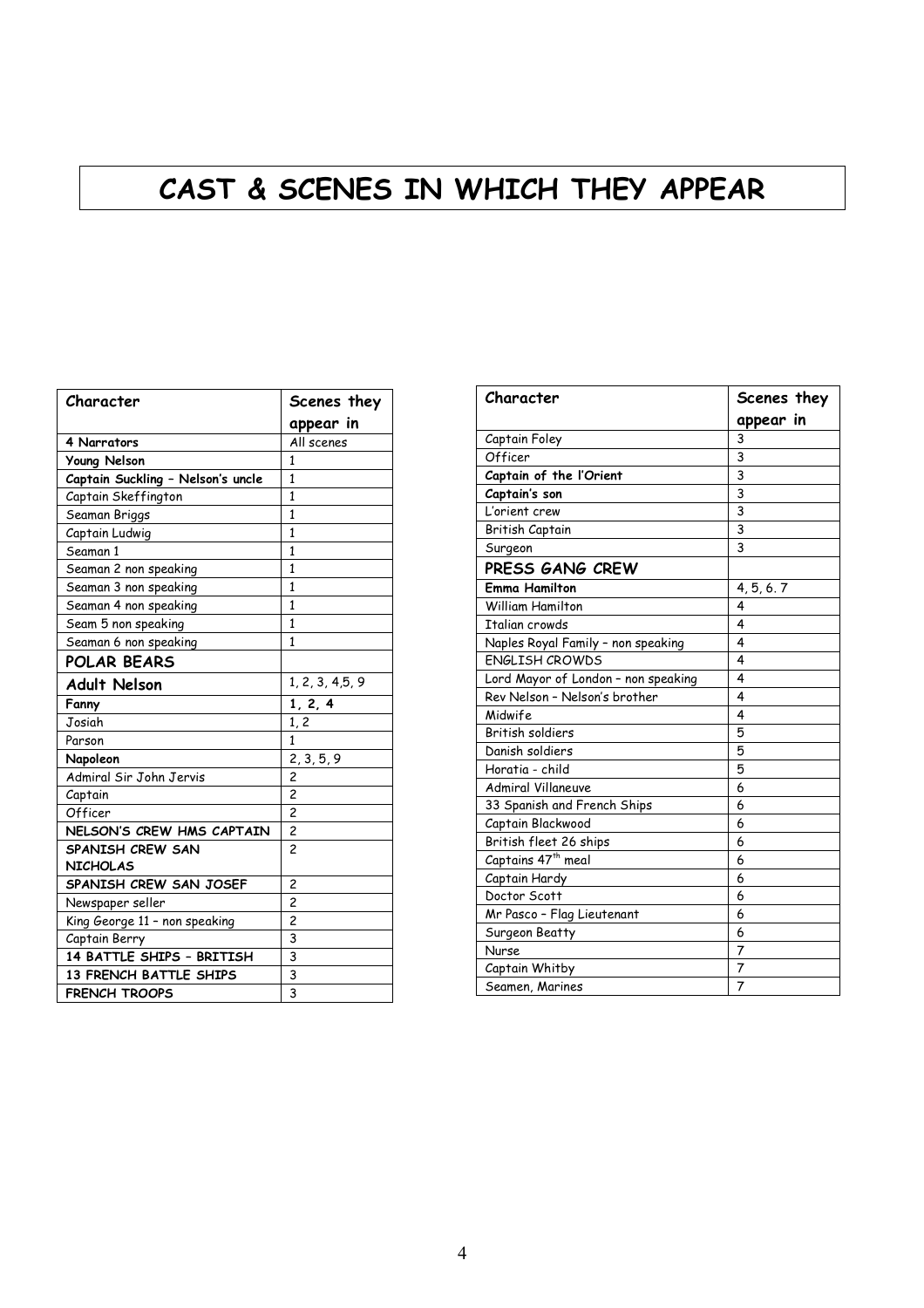# CAST & SCENES IN WHICH THEY APPEAR

| Character | Scenes they appear in |
|---|---|
| **4 Narrators** | All scenes |
| **Young Nelson** | 1 |
| **Captain Suckling – Nelson's uncle** | 1 |
| Captain Skeffington | 1 |
| Seaman Briggs | 1 |
| Captain Ludwig | 1 |
| Seaman 1 | 1 |
| Seaman 2 non speaking | 1 |
| Seaman 3 non speaking | 1 |
| Seaman 4 non speaking | 1 |
| Seam 5 non speaking | 1 |
| Seaman 6 non speaking | 1 |
| **POLAR BEARS** | |
| **Adult Nelson** | 1, 2, 3, 4,5, 9 |
| **Fanny** | **1, 2, 4** |
| Josiah | 1, 2 |
| Parson | 1 |
| **Napoleon** | 2, 3, 5, 9 |
| Admiral Sir John Jervis | 2 |
| Captain | 2 |
| Officer | 2 |
| **NELSON'S CREW HMS CAPTAIN** | 2 |
| **SPANISH CREW SAN NICHOLAS** | 2 |
| **SPANISH CREW SAN JOSEF** | 2 |
| Newspaper seller | 2 |
| King George 11 – non speaking | 2 |
| Captain Berry | 3 |
| **14 BATTLE SHIPS – BRITISH** | 3 |
| **13 FRENCH BATTLE SHIPS** | 3 |
| **FRENCH TROOPS** | 3 |

| Character | Scenes they appear in |
|---|---|
| Captain Foley | 3 |
| Officer | 3 |
| **Captain of the l'Orient** | 3 |
| **Captain's son** | 3 |
| L'orient crew | 3 |
| British Captain | 3 |
| Surgeon | 3 |
| **PRESS GANG CREW** | |
| **Emma Hamilton** | 4, 5, 6. 7 |
| William Hamilton | 4 |
| Italian crowds | 4 |
| Naples Royal Family – non speaking | 4 |
| ENGLISH CROWDS | 4 |
| Lord Mayor of London – non speaking | 4 |
| Rev Nelson – Nelson's brother | 4 |
| Midwife | 4 |
| British soldiers | 5 |
| Danish soldiers | 5 |
| Horatia - child | 5 |
| Admiral Villaneuve | 6 |
| 33 Spanish and French Ships | 6 |
| Captain Blackwood | 6 |
| British fleet 26 ships | 6 |
| Captains 47th meal | 6 |
| Captain Hardy | 6 |
| Doctor Scott | 6 |
| Mr Pasco – Flag Lieutenant | 6 |
| Surgeon Beatty | 6 |
| Nurse | 7 |
| Captain Whitby | 7 |
| Seamen, Marines | 7 |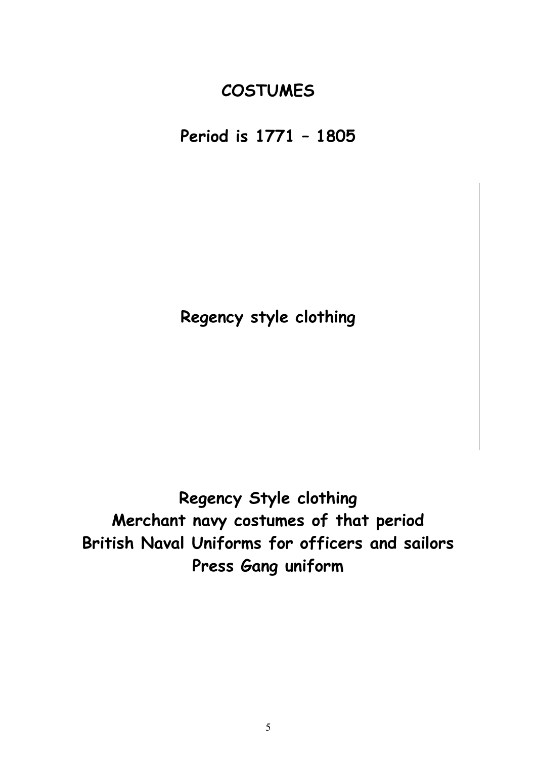# COSTUMES

## Period is 1771 – 1805

**Regency style clothing**

**Regency Style clothing**
**Merchant navy costumes of that period**
**British Naval Uniforms for officers and sailors**
**Press Gang uniform**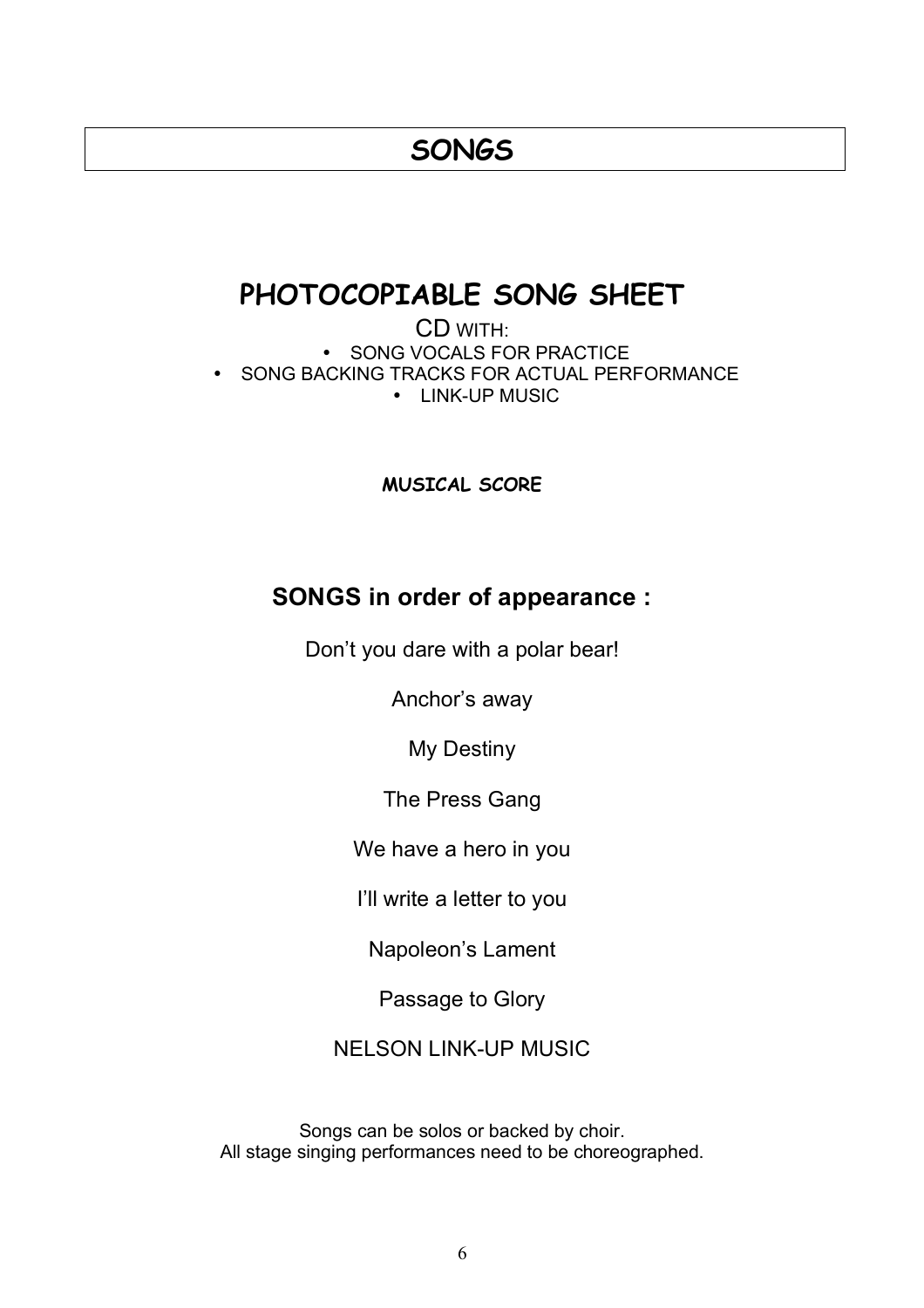# SONGS

## PHOTOCOPIABLE SONG SHEET

CD WITH:

- SONG VOCALS FOR PRACTICE
- SONG BACKING TRACKS FOR ACTUAL PERFORMANCE
- LINK-UP MUSIC

**MUSICAL SCORE**

### SONGS in order of appearance :

Don't you dare with a polar bear!

Anchor's away

My Destiny

The Press Gang

We have a hero in you

I'll write a letter to you

Napoleon's Lament

Passage to Glory

NELSON LINK-UP MUSIC

Songs can be solos or backed by choir.
All stage singing performances need to be choreographed.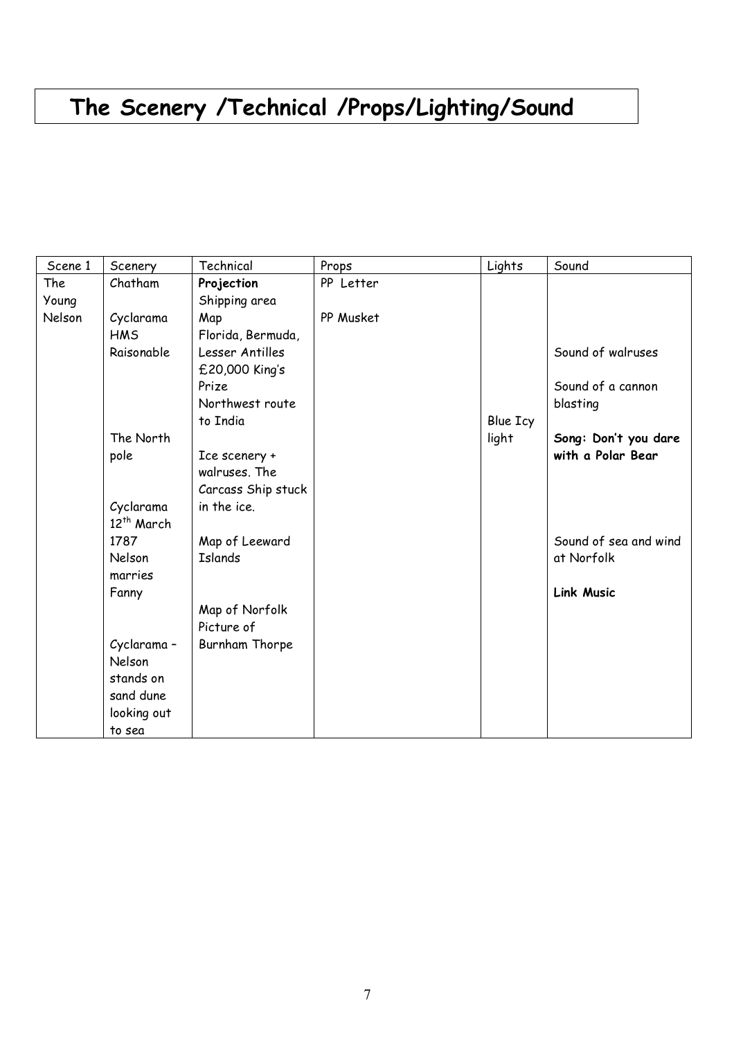# The Scenery /Technical /Props/Lighting/Sound

| Scene 1 | Scenery | Technical | Props | Lights | Sound |
|---|---|---|---|---|---|
| The Young Nelson | Chatham<br><br>Cyclarama HMS Raisonable<br><br><br><br>The North pole<br><br><br>Cyclarama 12th March 1787 Nelson marries Fanny<br><br><br>Cyclarama – Nelson stands on sand dune looking out to sea | **Projection**<br>Shipping area Map<br>Florida, Bermuda, Lesser Antilles<br>£20,000 King's Prize<br>Northwest route to India<br><br>Ice scenery + walruses. The Carcass Ship stuck in the ice.<br><br>Map of Leeward Islands<br><br><br>Map of Norfolk<br>Picture of Burnham Thorpe | PP Letter<br><br>PP Musket | Blue Icy light | Sound of walruses<br><br>Sound of a cannon blasting<br><br>**Song: Don't you dare with a Polar Bear**<br><br><br><br>Sound of sea and wind at Norfolk<br><br>**Link Music** |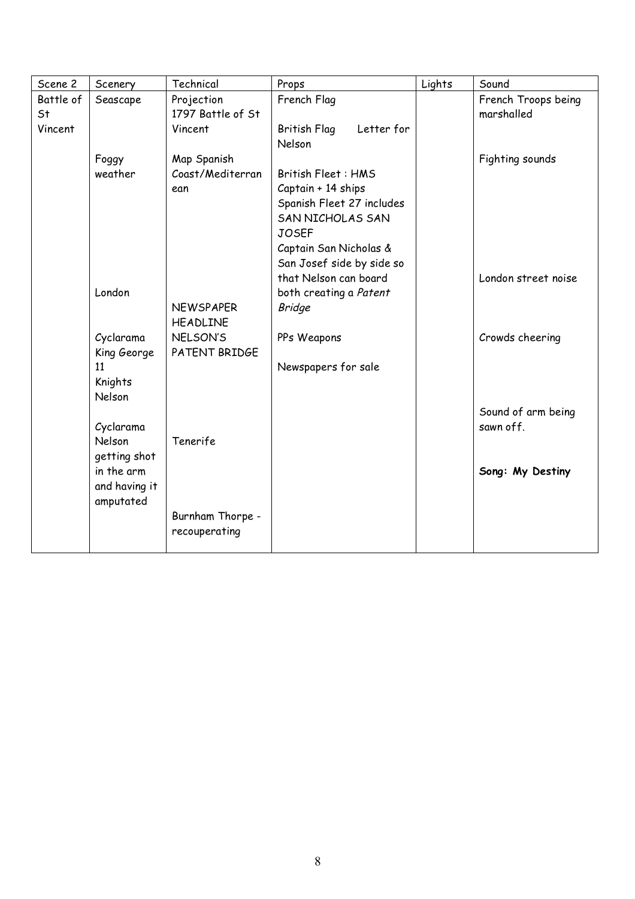| Scene 2 | Scenery | Technical | Props | Lights | Sound |
|---|---|---|---|---|---|
| Battle of St Vincent | Seascape | Projection 1797 Battle of St Vincent | French Flag<br><br>British Flag Letter for Nelson | | French Troops being marshalled |
| | Foggy weather | Map Spanish Coast/Mediterranean | British Fleet : HMS Captain + 14 ships<br>Spanish Fleet 27 includes SAN NICHOLAS SAN JOSEF<br>Captain San Nicholas & San Josef side by side so that Nelson can board both creating a *Patent Bridge* | | Fighting sounds<br><br><br><br><br><br><br><br>London street noise |
| | London | NEWSPAPER HEADLINE | | | |
| | Cyclarama King George 11 Knights Nelson | NELSON'S PATENT BRIDGE | PPs Weapons<br><br>Newspapers for sale | | Crowds cheering |
| | Cyclarama Nelson getting shot in the arm and having it amputated | Tenerife | | | Sound of arm being sawn off.<br><br>**Song: My Destiny** |
| | | Burnham Thorpe - recouperating | | | |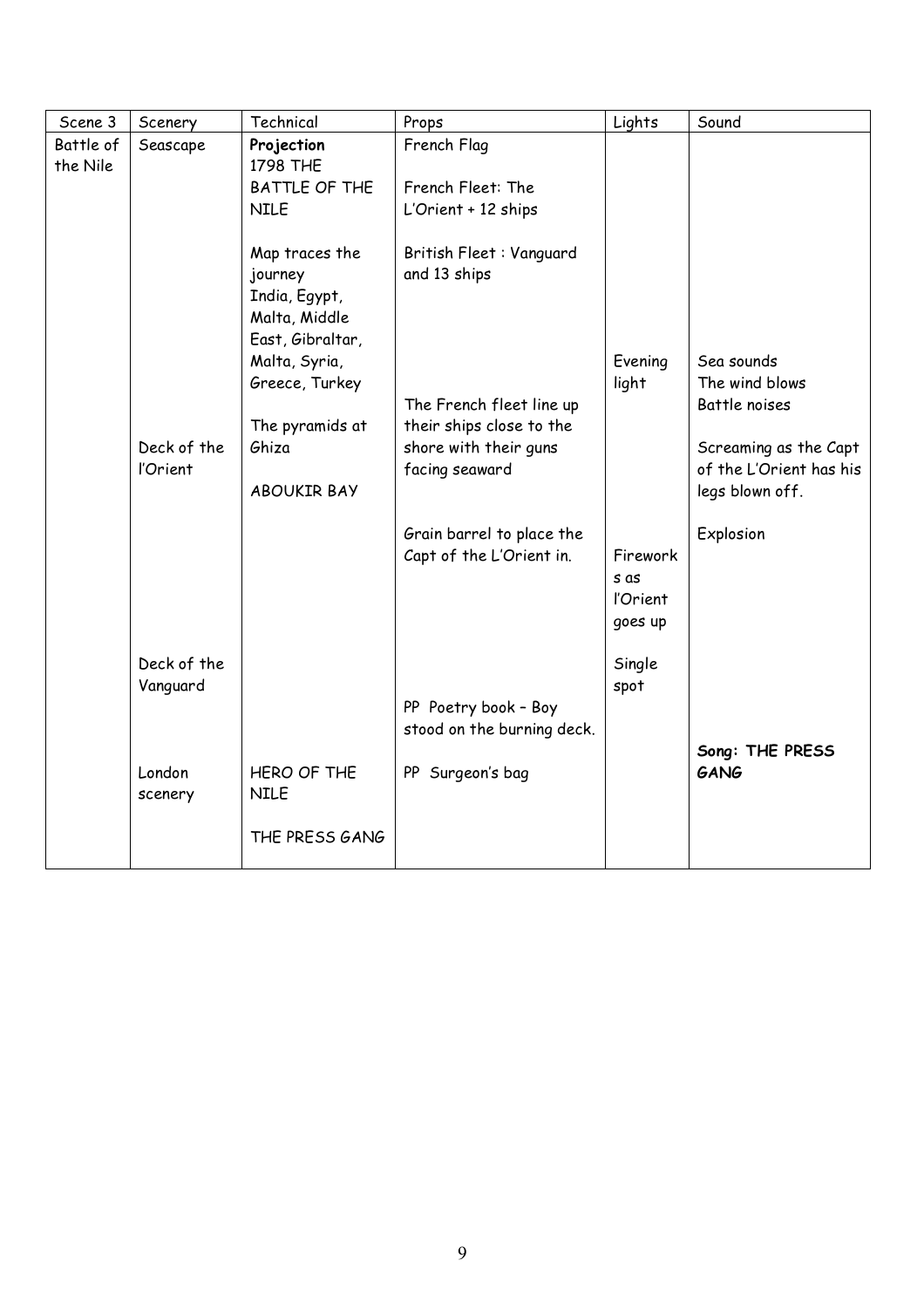| Scene 3 | Scenery | Technical | Props | Lights | Sound |
|---|---|---|---|---|---|
| Battle of the Nile | Seascape | **Projection** 1798 THE BATTLE OF THE NILE | French Flag | | |
| | | | French Fleet: The L'Orient + 12 ships | | |
| | | Map traces the journey India, Egypt, Malta, Middle East, Gibraltar, Malta, Syria, Greece, Turkey | British Fleet : Vanguard and 13 ships | Evening light | Sea sounds<br>The wind blows<br>Battle noises |
| | Deck of the l'Orient | The pyramids at Ghiza<br><br>ABOUKIR BAY | The French fleet line up their ships close to the shore with their guns facing seaward | | Screaming as the Capt of the L'Orient has his legs blown off. |
| | | | Grain barrel to place the Capt of the L'Orient in. | Fireworks as l'Orient goes up | Explosion |
| | Deck of the Vanguard | | PP Poetry book – Boy stood on the burning deck. | Single spot | |
| | London scenery | HERO OF THE NILE<br><br>THE PRESS GANG | PP Surgeon's bag | | **Song: THE PRESS GANG** |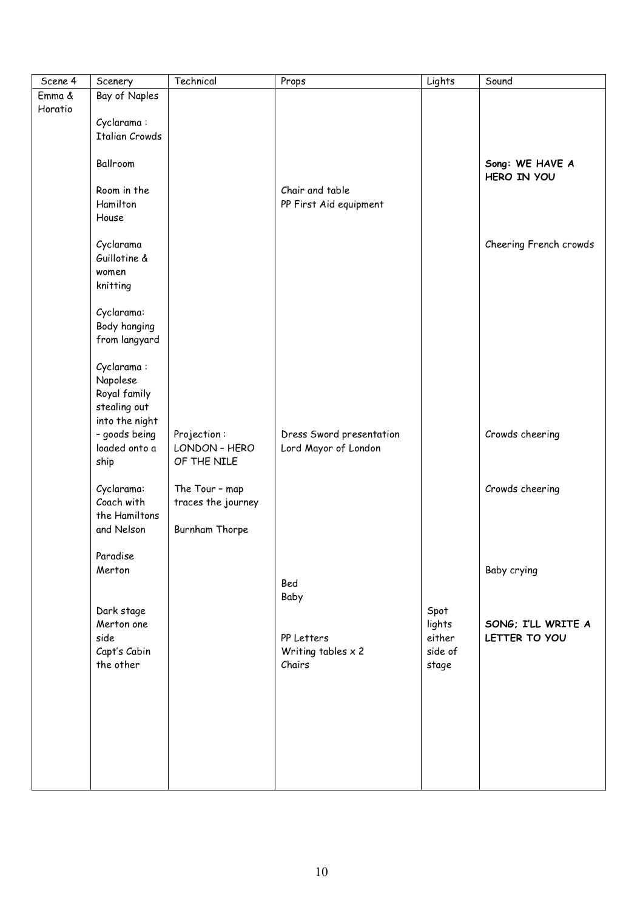| Scene 4 | Scenery | Technical | Props | Lights | Sound |
|---|---|---|---|---|---|
| Emma & Horatio | Bay of Naples | | | | |
| | Cyclarama : Italian Crowds | | | | |
| | Ballroom | | | | **Song: WE HAVE A HERO IN YOU** |
| | Room in the Hamilton House | | Chair and table<br>PP First Aid equipment | | |
| | Cyclarama Guillotine & women knitting | | | | Cheering French crowds |
| | Cyclarama: Body hanging from langyard | | | | |
| | Cyclarama : Napolese Royal family stealing out into the night – goods being loaded onto a ship | Projection : LONDON – HERO OF THE NILE | Dress Sword presentation Lord Mayor of London | | Crowds cheering |
| | Cyclarama: Coach with the Hamiltons and Nelson | The Tour – map traces the journey<br><br>Burnham Thorpe | | | Crowds cheering |
| | Paradise Merton | | Bed<br>Baby | | Baby crying |
| | Dark stage Merton one side Capt's Cabin the other | | PP Letters<br>Writing tables x 2<br>Chairs | Spot lights either side of stage | **SONG; I'LL WRITE A LETTER TO YOU** |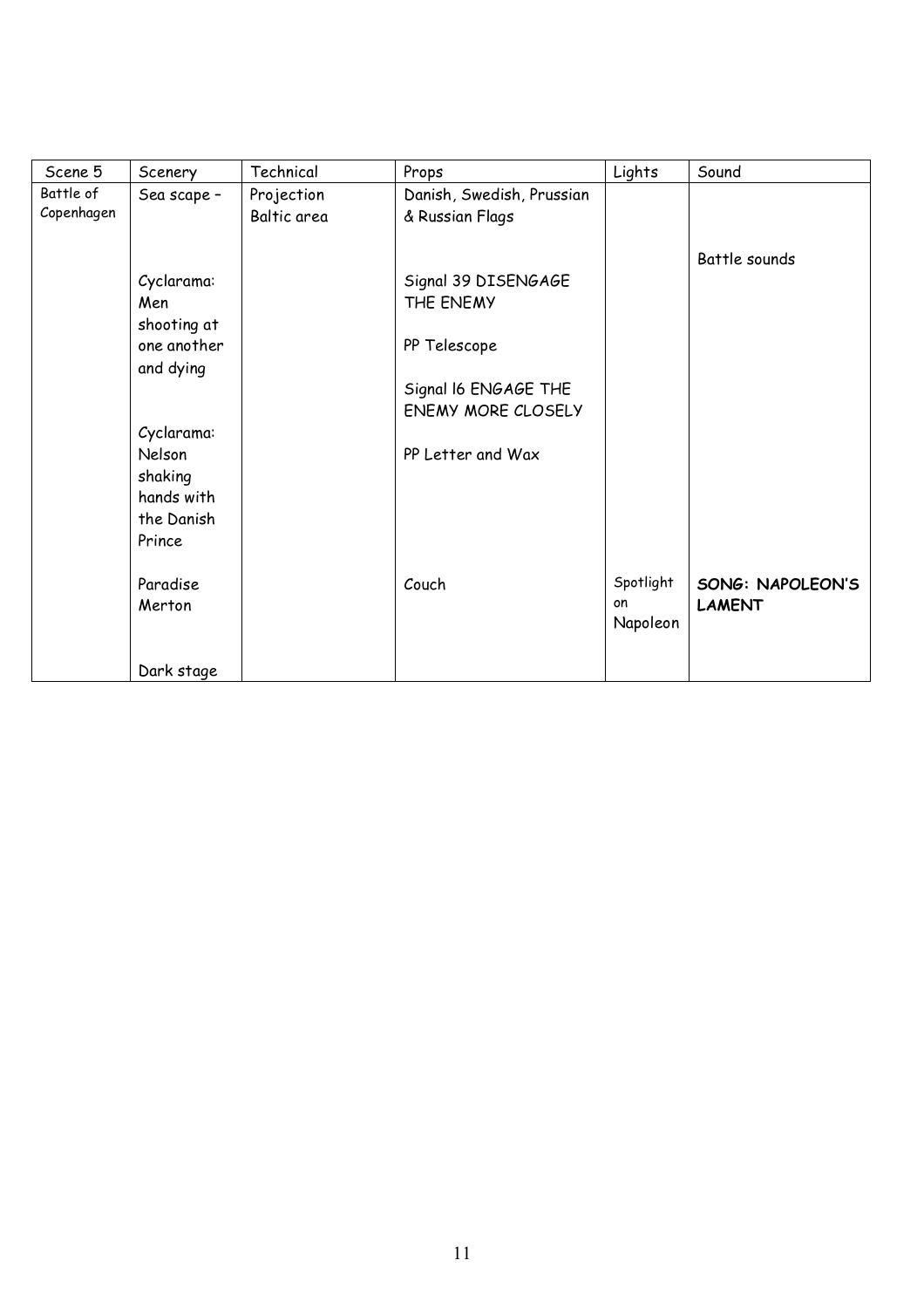| Scene 5 | Scenery | Technical | Props | Lights | Sound |
|---|---|---|---|---|---|
| Battle of Copenhagen | Sea scape – | Projection Baltic area | Danish, Swedish, Prussian & Russian Flags | | |
| | | | | | Battle sounds |
| | Cyclarama: Men shooting at one another and dying | | Signal 39 DISENGAGE THE ENEMY | | |
| | | | PP Telescope | | |
| | | | Signal 16 ENGAGE THE ENEMY MORE CLOSELY | | |
| | Cyclarama: Nelson shaking hands with the Danish Prince | | PP Letter and Wax | | |
| | Paradise Merton | | Couch | Spotlight on Napoleon | **SONG: NAPOLEON'S LAMENT** |
| | Dark stage | | | | |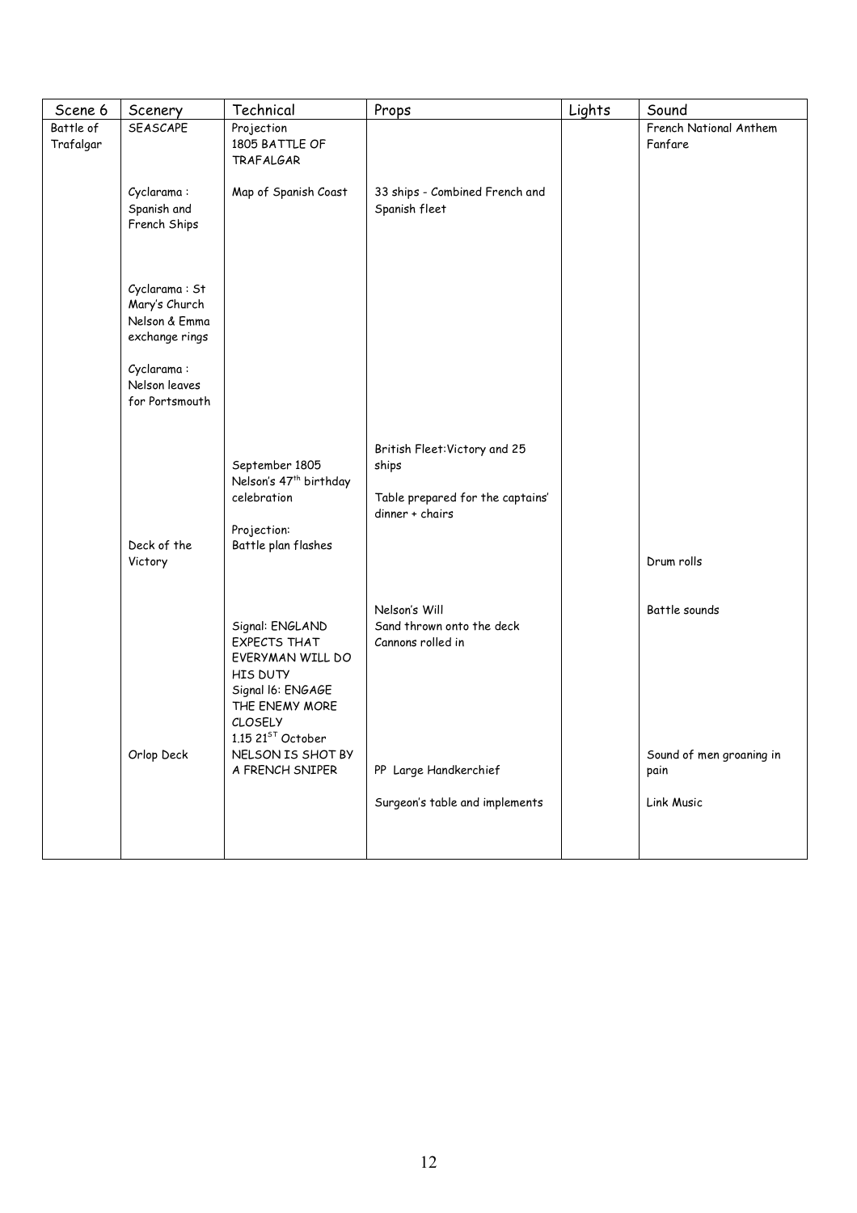| Scene 6 | Scenery | Technical | Props | Lights | Sound |
|---|---|---|---|---|---|
| Battle of Trafalgar | SEASCAPE | Projection 1805 BATTLE OF TRAFALGAR | | | French National Anthem Fanfare |
| | Cyclarama : Spanish and French Ships | Map of Spanish Coast | 33 ships - Combined French and Spanish fleet | | |
| | Cyclarama : St Mary's Church Nelson & Emma exchange rings | | | | |
| | Cyclarama : Nelson leaves for Portsmouth | | | | |
| | | September 1805 Nelson's 47th birthday celebration | British Fleet: Victory and 25 ships<br>Table prepared for the captains' dinner + chairs | | |
| | Deck of the Victory | Projection: Battle plan flashes | | | Drum rolls |
| | | Signal: ENGLAND EXPECTS THAT EVERYMAN WILL DO HIS DUTY<br>Signal l6: ENGAGE THE ENEMY MORE CLOSELY | Nelson's Will<br>Sand thrown onto the deck<br>Cannons rolled in | | Battle sounds |
| | Orlop Deck | 1.15 21ST October NELSON IS SHOT BY A FRENCH SNIPER | PP Large Handkerchief | | Sound of men groaning in pain |
| | | | Surgeon's table and implements | | Link Music |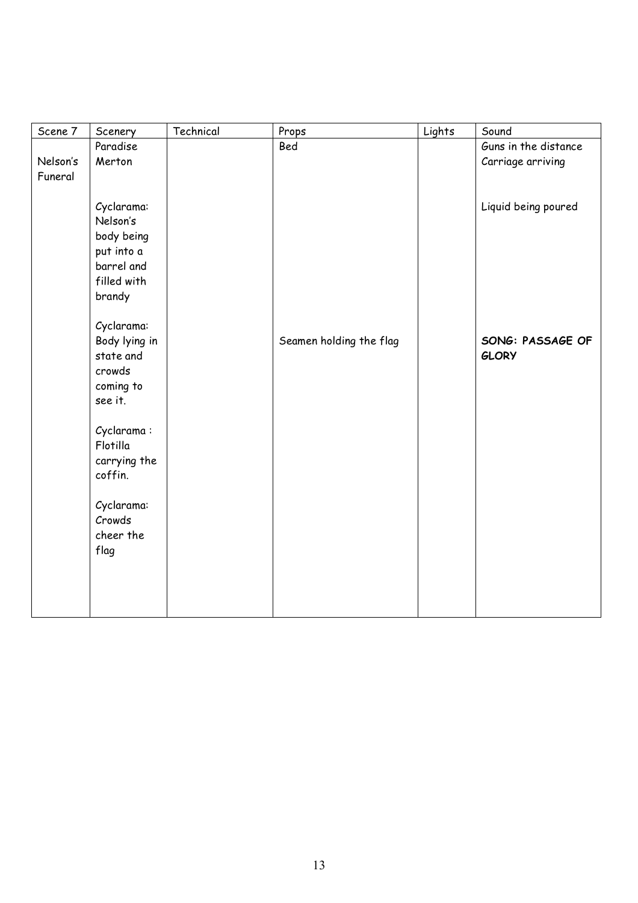| Scene 7 | Scenery | Technical | Props | Lights | Sound |
|---|---|---|---|---|---|
| Nelson's Funeral | Paradise Merton | | Bed | | Guns in the distance<br>Carriage arriving |
| | Cyclarama: Nelson's body being put into a barrel and filled with brandy | | | | Liquid being poured |
| | Cyclarama: Body lying in state and crowds coming to see it. | | Seamen holding the flag | | **SONG: PASSAGE OF GLORY** |
| | Cyclarama : Flotilla carrying the coffin. | | | | |
| | Cyclarama: Crowds cheer the flag | | | | |